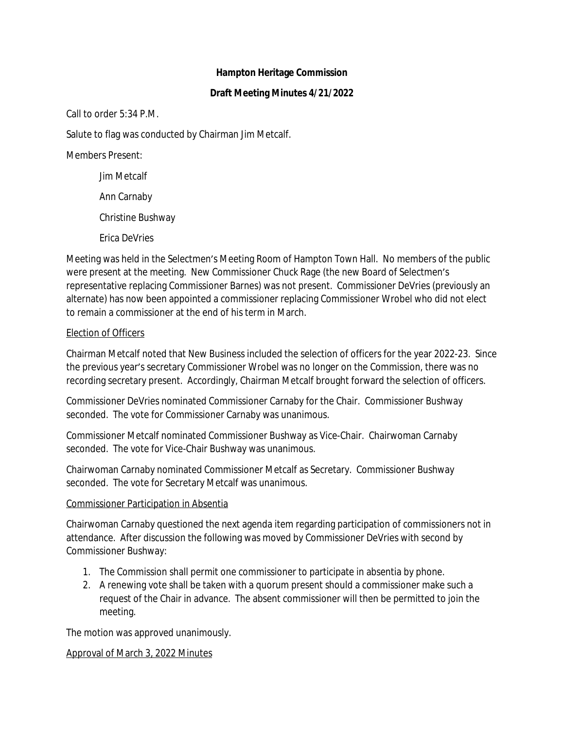**Hampton Heritage Commission**

**Draft Meeting Minutes 4/21/2022**

Call to order 5:34 P.M.

Salute to flag was conducted by Chairman Jim Metcalf.

Members Present:

Jim Metcalf

Ann Carnaby

Christine Bushway

Erica DeVries

Meeting was held in the Selectmen's Meeting Room of Hampton Town Hall. No members of the public were present at the meeting. New Commissioner Chuck Rage (the new Board of Selectmen's representative replacing Commissioner Barnes) was not present. Commissioner DeVries (previously an alternate) has now been appointed a commissioner replacing Commissioner Wrobel who did not elect to remain a commissioner at the end of his term in March.

Election of Officers

Chairman Metcalf noted that New Business included the selection of officers for the year 2022-23. Since the previous year's secretary Commissioner Wrobel was no longer on the Commission, there was no recording secretary present. Accordingly, Chairman Metcalf brought forward the selection of officers.

Commissioner DeVries nominated Commissioner Carnaby for the Chair. Commissioner Bushway seconded. The vote for Commissioner Carnaby was unanimous.

Commissioner Metcalf nominated Commissioner Bushway as Vice-Chair. Chairwoman Carnaby seconded. The vote for Vice-Chair Bushway was unanimous.

Chairwoman Carnaby nominated Commissioner Metcalf as Secretary. Commissioner Bushway seconded. The vote for Secretary Metcalf was unanimous.

Commissioner Participation in Absentia

Chairwoman Carnaby questioned the next agenda item regarding participation of commissioners not in attendance. After discussion the following was moved by Commissioner DeVries with second by Commissioner Bushway:

1. The Commission shall permit one commissioner to participate in absentia by phone.
2. A renewing vote shall be taken with a quorum present should a commissioner make such a request of the Chair in advance. The absent commissioner will then be permitted to join the meeting.

The motion was approved unanimously.

Approval of March 3, 2022 Minutes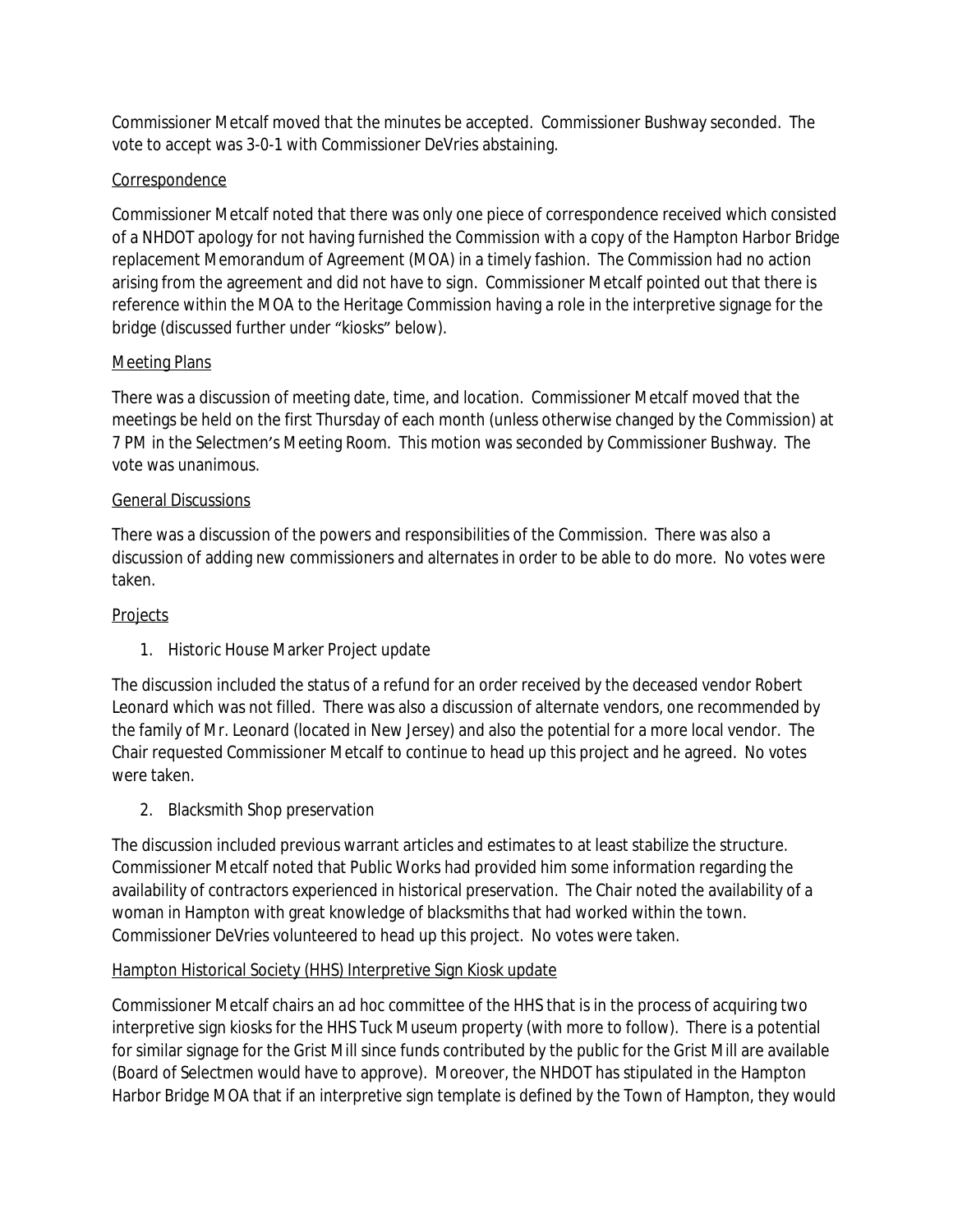Commissioner Metcalf moved that the minutes be accepted. Commissioner Bushway seconded. The vote to accept was 3-0-1 with Commissioner DeVries abstaining.

Correspondence

Commissioner Metcalf noted that there was only one piece of correspondence received which consisted of a NHDOT apology for not having furnished the Commission with a copy of the Hampton Harbor Bridge replacement Memorandum of Agreement (MOA) in a timely fashion. The Commission had no action arising from the agreement and did not have to sign. Commissioner Metcalf pointed out that there is reference within the MOA to the Heritage Commission having a role in the interpretive signage for the bridge (discussed further under "kiosks" below).

Meeting Plans

There was a discussion of meeting date, time, and location. Commissioner Metcalf moved that the meetings be held on the first Thursday of each month (unless otherwise changed by the Commission) at 7 PM in the Selectmen's Meeting Room. This motion was seconded by Commissioner Bushway. The vote was unanimous.

General Discussions

There was a discussion of the powers and responsibilities of the Commission. There was also a discussion of adding new commissioners and alternates in order to be able to do more. No votes were taken.

Projects

1. Historic House Marker Project update

The discussion included the status of a refund for an order received by the deceased vendor Robert Leonard which was not filled. There was also a discussion of alternate vendors, one recommended by the family of Mr. Leonard (located in New Jersey) and also the potential for a more local vendor. The Chair requested Commissioner Metcalf to continue to head up this project and he agreed. No votes were taken.

2. Blacksmith Shop preservation

The discussion included previous warrant articles and estimates to at least stabilize the structure. Commissioner Metcalf noted that Public Works had provided him some information regarding the availability of contractors experienced in historical preservation. The Chair noted the availability of a woman in Hampton with great knowledge of blacksmiths that had worked within the town. Commissioner DeVries volunteered to head up this project. No votes were taken.

Hampton Historical Society (HHS) Interpretive Sign Kiosk update

Commissioner Metcalf chairs an ad hoc committee of the HHS that is in the process of acquiring two interpretive sign kiosks for the HHS Tuck Museum property (with more to follow). There is a potential for similar signage for the Grist Mill since funds contributed by the public for the Grist Mill are available (Board of Selectmen would have to approve). Moreover, the NHDOT has stipulated in the Hampton Harbor Bridge MOA that if an interpretive sign template is defined by the Town of Hampton, they would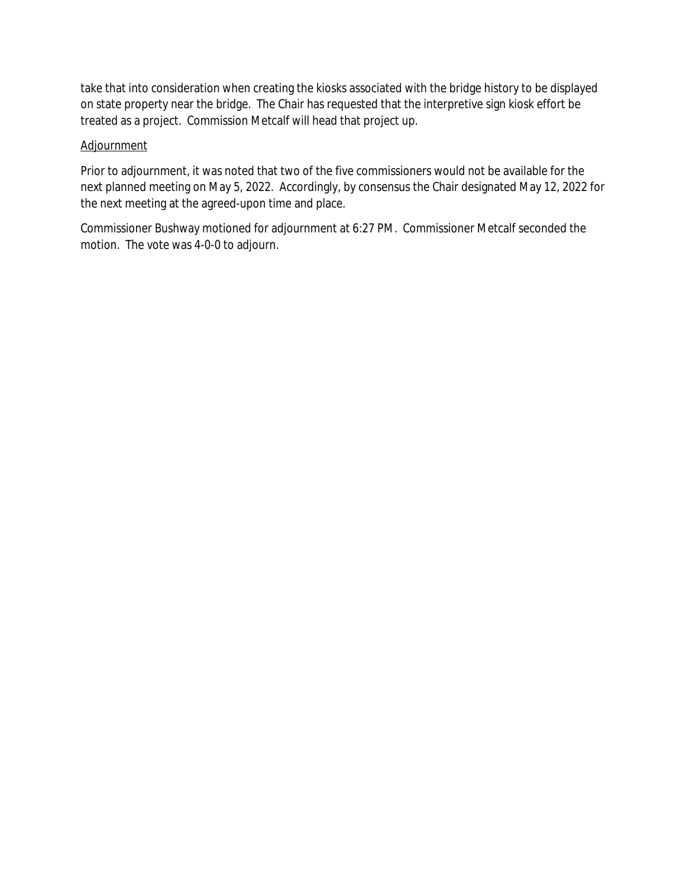take that into consideration when creating the kiosks associated with the bridge history to be displayed on state property near the bridge. The Chair has requested that the interpretive sign kiosk effort be treated as a project. Commission Metcalf will head that project up.

## Adjournment

Prior to adjournment, it was noted that two of the five commissioners would not be available for the next planned meeting on May 5, 2022. Accordingly, by consensus the Chair designated May 12, 2022 for the next meeting at the agreed-upon time and place.

Commissioner Bushway motioned for adjournment at 6:27 PM. Commissioner Metcalf seconded the motion. The vote was 4-0-0 to adjourn.